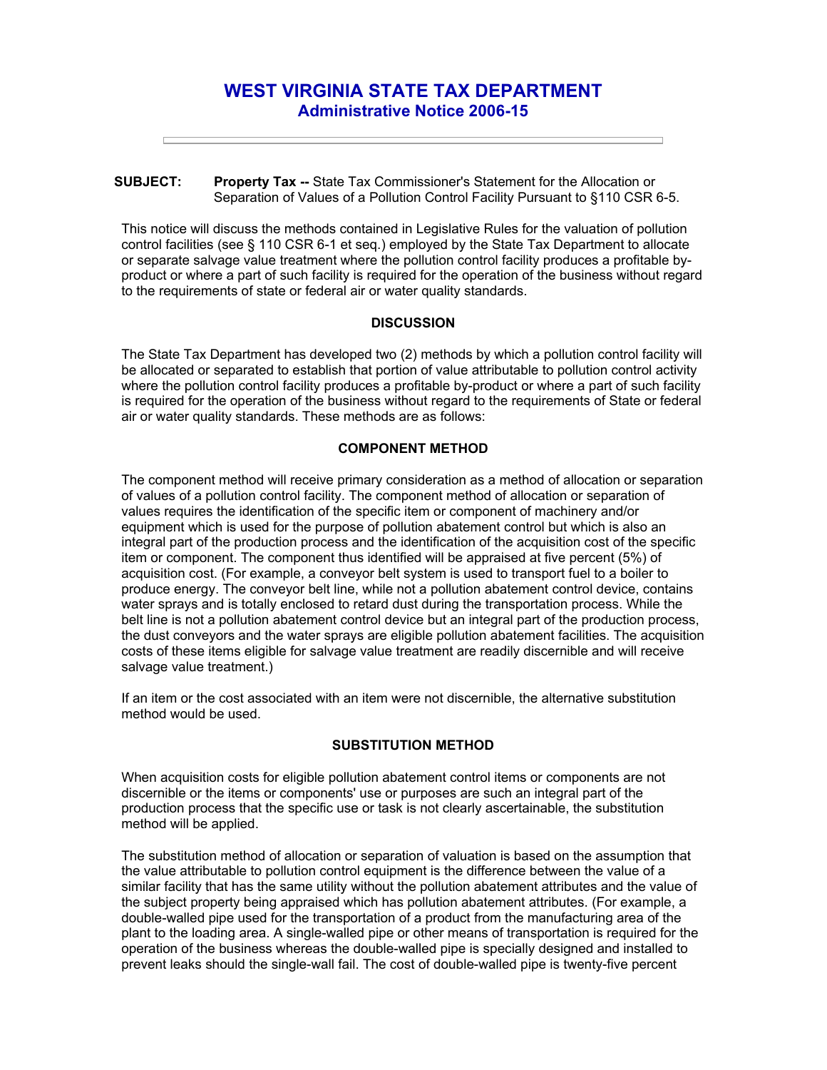# WEST VIRGINIA STATE TAX DEPARTMENT
## Administrative Notice 2006-15

---

**SUBJECT:** **Property Tax --** State Tax Commissioner's Statement for the Allocation or Separation of Values of a Pollution Control Facility Pursuant to §110 CSR 6-5.

This notice will discuss the methods contained in Legislative Rules for the valuation of pollution control facilities (see § 110 CSR 6-1 et seq.) employed by the State Tax Department to allocate or separate salvage value treatment where the pollution control facility produces a profitable by-product or where a part of such facility is required for the operation of the business without regard to the requirements of state or federal air or water quality standards.

### DISCUSSION

The State Tax Department has developed two (2) methods by which a pollution control facility will be allocated or separated to establish that portion of value attributable to pollution control activity where the pollution control facility produces a profitable by-product or where a part of such facility is required for the operation of the business without regard to the requirements of State or federal air or water quality standards. These methods are as follows:

### COMPONENT METHOD

The component method will receive primary consideration as a method of allocation or separation of values of a pollution control facility. The component method of allocation or separation of values requires the identification of the specific item or component of machinery and/or equipment which is used for the purpose of pollution abatement control but which is also an integral part of the production process and the identification of the acquisition cost of the specific item or component. The component thus identified will be appraised at five percent (5%) of acquisition cost. (For example, a conveyor belt system is used to transport fuel to a boiler to produce energy. The conveyor belt line, while not a pollution abatement control device, contains water sprays and is totally enclosed to retard dust during the transportation process. While the belt line is not a pollution abatement control device but an integral part of the production process, the dust conveyors and the water sprays are eligible pollution abatement facilities. The acquisition costs of these items eligible for salvage value treatment are readily discernible and will receive salvage value treatment.)

If an item or the cost associated with an item were not discernible, the alternative substitution method would be used.

### SUBSTITUTION METHOD

When acquisition costs for eligible pollution abatement control items or components are not discernible or the items or components' use or purposes are such an integral part of the production process that the specific use or task is not clearly ascertainable, the substitution method will be applied.

The substitution method of allocation or separation of valuation is based on the assumption that the value attributable to pollution control equipment is the difference between the value of a similar facility that has the same utility without the pollution abatement attributes and the value of the subject property being appraised which has pollution abatement attributes. (For example, a double-walled pipe used for the transportation of a product from the manufacturing area of the plant to the loading area. A single-walled pipe or other means of transportation is required for the operation of the business whereas the double-walled pipe is specially designed and installed to prevent leaks should the single-wall fail. The cost of double-walled pipe is twenty-five percent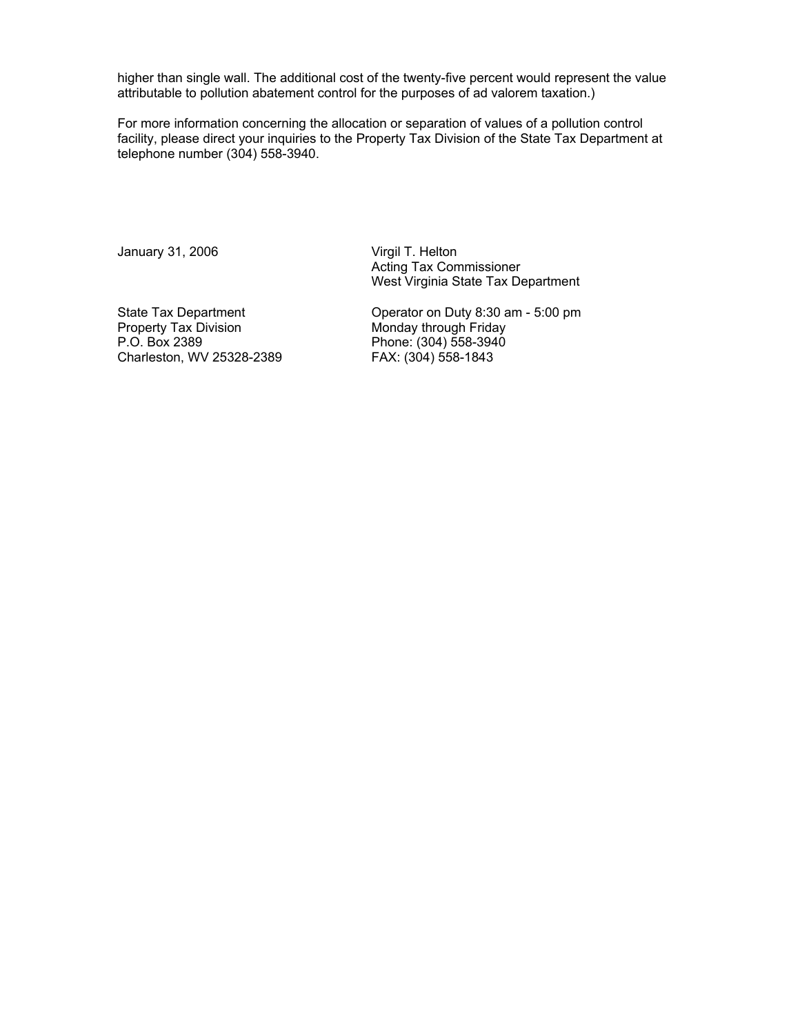higher than single wall. The additional cost of the twenty-five percent would represent the value attributable to pollution abatement control for the purposes of ad valorem taxation.)

For more information concerning the allocation or separation of values of a pollution control facility, please direct your inquiries to the Property Tax Division of the State Tax Department at telephone number (304) 558-3940.

January 31, 2006

Virgil T. Helton
Acting Tax Commissioner
West Virginia State Tax Department

State Tax Department
Property Tax Division
P.O. Box 2389
Charleston, WV 25328-2389

Operator on Duty 8:30 am - 5:00 pm
Monday through Friday
Phone: (304) 558-3940
FAX: (304) 558-1843